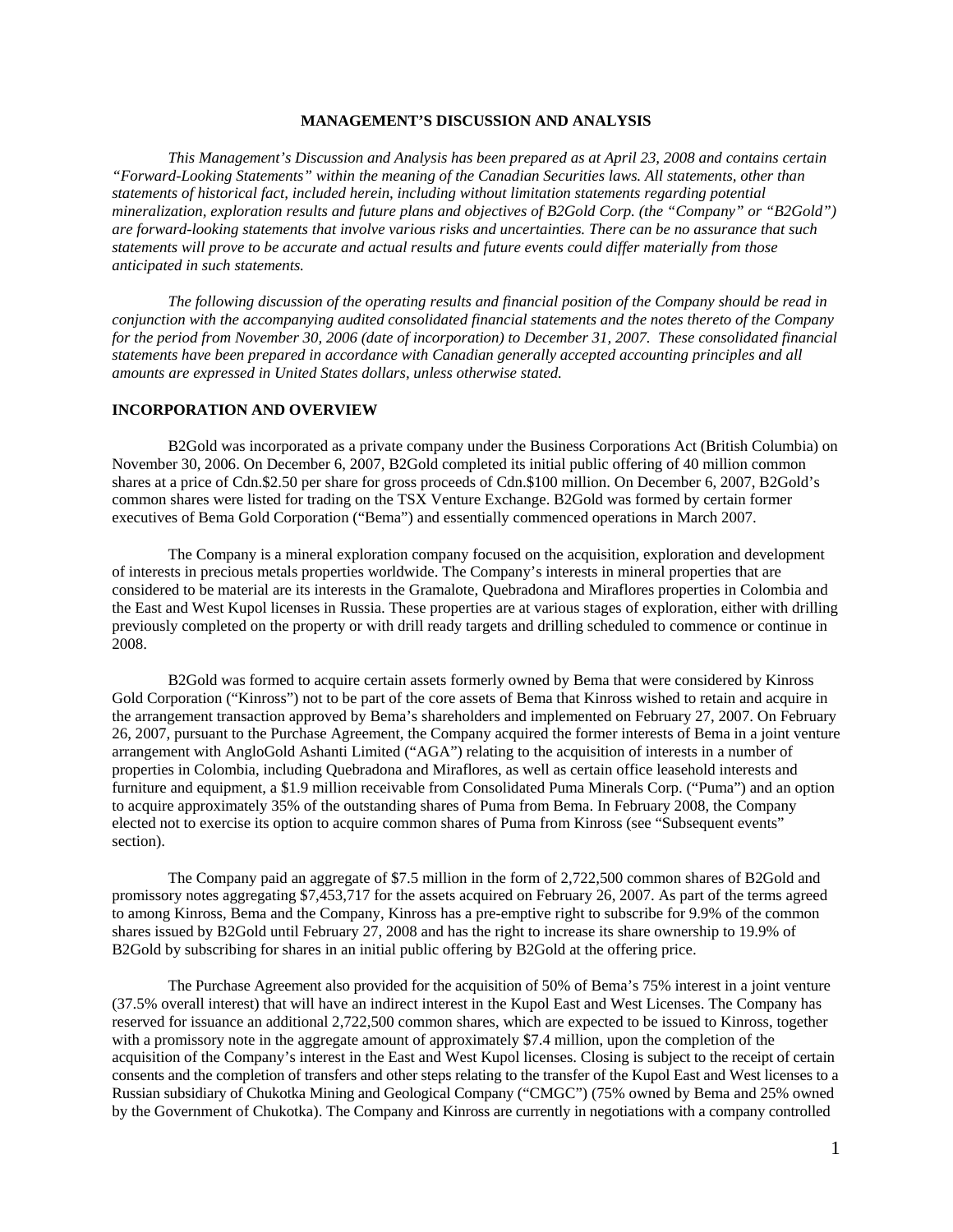# MANAGEMENT'S DISCUSSION AND ANALYSIS

*This Management's Discussion and Analysis has been prepared as at April 23, 2008 and contains certain "Forward-Looking Statements" within the meaning of the Canadian Securities laws. All statements, other than statements of historical fact, included herein, including without limitation statements regarding potential mineralization, exploration results and future plans and objectives of B2Gold Corp. (the "Company" or "B2Gold") are forward-looking statements that involve various risks and uncertainties. There can be no assurance that such statements will prove to be accurate and actual results and future events could differ materially from those anticipated in such statements.*

*The following discussion of the operating results and financial position of the Company should be read in conjunction with the accompanying audited consolidated financial statements and the notes thereto of the Company for the period from November 30, 2006 (date of incorporation) to December 31, 2007. These consolidated financial statements have been prepared in accordance with Canadian generally accepted accounting principles and all amounts are expressed in United States dollars, unless otherwise stated.*

## INCORPORATION AND OVERVIEW

B2Gold was incorporated as a private company under the Business Corporations Act (British Columbia) on November 30, 2006. On December 6, 2007, B2Gold completed its initial public offering of 40 million common shares at a price of Cdn.$2.50 per share for gross proceeds of Cdn.$100 million. On December 6, 2007, B2Gold's common shares were listed for trading on the TSX Venture Exchange. B2Gold was formed by certain former executives of Bema Gold Corporation ("Bema") and essentially commenced operations in March 2007.

The Company is a mineral exploration company focused on the acquisition, exploration and development of interests in precious metals properties worldwide. The Company's interests in mineral properties that are considered to be material are its interests in the Gramalote, Quebradona and Miraflores properties in Colombia and the East and West Kupol licenses in Russia. These properties are at various stages of exploration, either with drilling previously completed on the property or with drill ready targets and drilling scheduled to commence or continue in 2008.

B2Gold was formed to acquire certain assets formerly owned by Bema that were considered by Kinross Gold Corporation ("Kinross") not to be part of the core assets of Bema that Kinross wished to retain and acquire in the arrangement transaction approved by Bema's shareholders and implemented on February 27, 2007. On February 26, 2007, pursuant to the Purchase Agreement, the Company acquired the former interests of Bema in a joint venture arrangement with AngloGold Ashanti Limited ("AGA") relating to the acquisition of interests in a number of properties in Colombia, including Quebradona and Miraflores, as well as certain office leasehold interests and furniture and equipment, a $1.9 million receivable from Consolidated Puma Minerals Corp. ("Puma") and an option to acquire approximately 35% of the outstanding shares of Puma from Bema. In February 2008, the Company elected not to exercise its option to acquire common shares of Puma from Kinross (see "Subsequent events" section).

The Company paid an aggregate of $7.5 million in the form of 2,722,500 common shares of B2Gold and promissory notes aggregating $7,453,717 for the assets acquired on February 26, 2007. As part of the terms agreed to among Kinross, Bema and the Company, Kinross has a pre-emptive right to subscribe for 9.9% of the common shares issued by B2Gold until February 27, 2008 and has the right to increase its share ownership to 19.9% of B2Gold by subscribing for shares in an initial public offering by B2Gold at the offering price.

The Purchase Agreement also provided for the acquisition of 50% of Bema's 75% interest in a joint venture (37.5% overall interest) that will have an indirect interest in the Kupol East and West Licenses. The Company has reserved for issuance an additional 2,722,500 common shares, which are expected to be issued to Kinross, together with a promissory note in the aggregate amount of approximately $7.4 million, upon the completion of the acquisition of the Company's interest in the East and West Kupol licenses. Closing is subject to the receipt of certain consents and the completion of transfers and other steps relating to the transfer of the Kupol East and West licenses to a Russian subsidiary of Chukotka Mining and Geological Company ("CMGC") (75% owned by Bema and 25% owned by the Government of Chukotka). The Company and Kinross are currently in negotiations with a company controlled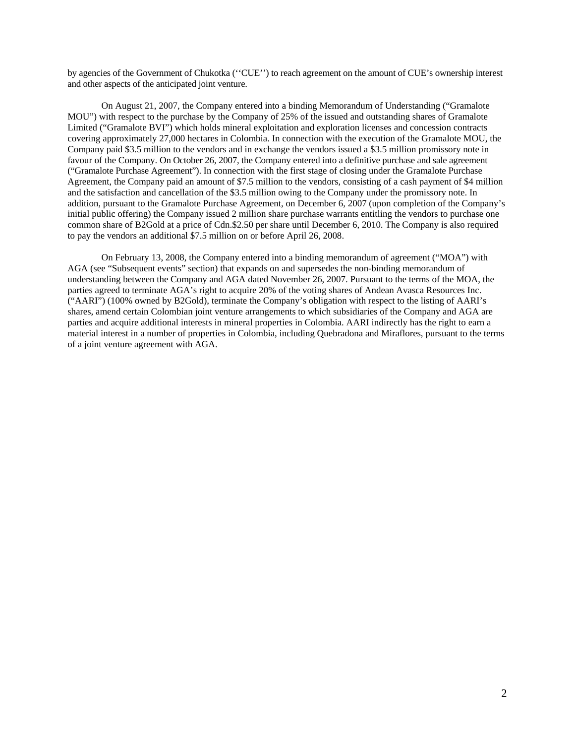by agencies of the Government of Chukotka (''CUE'') to reach agreement on the amount of CUE's ownership interest and other aspects of the anticipated joint venture.

On August 21, 2007, the Company entered into a binding Memorandum of Understanding ("Gramalote MOU") with respect to the purchase by the Company of 25% of the issued and outstanding shares of Gramalote Limited ("Gramalote BVI") which holds mineral exploitation and exploration licenses and concession contracts covering approximately 27,000 hectares in Colombia. In connection with the execution of the Gramalote MOU, the Company paid $3.5 million to the vendors and in exchange the vendors issued a $3.5 million promissory note in favour of the Company. On October 26, 2007, the Company entered into a definitive purchase and sale agreement ("Gramalote Purchase Agreement"). In connection with the first stage of closing under the Gramalote Purchase Agreement, the Company paid an amount of $7.5 million to the vendors, consisting of a cash payment of $4 million and the satisfaction and cancellation of the $3.5 million owing to the Company under the promissory note. In addition, pursuant to the Gramalote Purchase Agreement, on December 6, 2007 (upon completion of the Company's initial public offering) the Company issued 2 million share purchase warrants entitling the vendors to purchase one common share of B2Gold at a price of Cdn.$2.50 per share until December 6, 2010. The Company is also required to pay the vendors an additional $7.5 million on or before April 26, 2008.

On February 13, 2008, the Company entered into a binding memorandum of agreement ("MOA") with AGA (see "Subsequent events" section) that expands on and supersedes the non-binding memorandum of understanding between the Company and AGA dated November 26, 2007. Pursuant to the terms of the MOA, the parties agreed to terminate AGA's right to acquire 20% of the voting shares of Andean Avasca Resources Inc. ("AARI") (100% owned by B2Gold), terminate the Company's obligation with respect to the listing of AARI's shares, amend certain Colombian joint venture arrangements to which subsidiaries of the Company and AGA are parties and acquire additional interests in mineral properties in Colombia. AARI indirectly has the right to earn a material interest in a number of properties in Colombia, including Quebradona and Miraflores, pursuant to the terms of a joint venture agreement with AGA.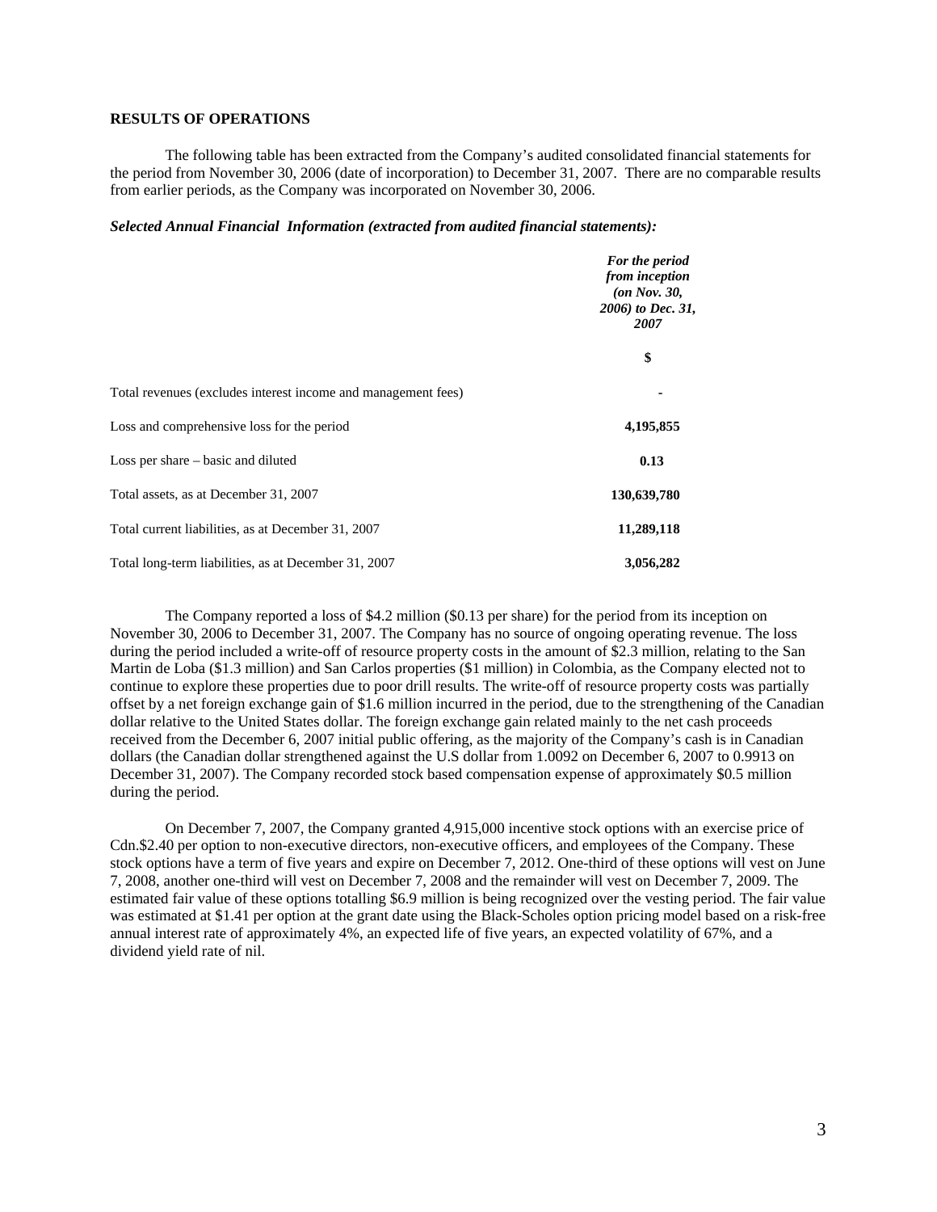**RESULTS OF OPERATIONS**

The following table has been extracted from the Company's audited consolidated financial statements for the period from November 30, 2006 (date of incorporation) to December 31, 2007. There are no comparable results from earlier periods, as the Company was incorporated on November 30, 2006.

***Selected Annual Financial Information (extracted from audited financial statements):***

| | *For the period from inception (on Nov. 30, 2006) to Dec. 31, 2007* |
|---|---|
| | **$** |
| Total revenues (excludes interest income and management fees) | - |
| Loss and comprehensive loss for the period | **4,195,855** |
| Loss per share – basic and diluted | **0.13** |
| Total assets, as at December 31, 2007 | **130,639,780** |
| Total current liabilities, as at December 31, 2007 | **11,289,118** |
| Total long-term liabilities, as at December 31, 2007 | **3,056,282** |

The Company reported a loss of $4.2 million ($0.13 per share) for the period from its inception on November 30, 2006 to December 31, 2007. The Company has no source of ongoing operating revenue. The loss during the period included a write-off of resource property costs in the amount of $2.3 million, relating to the San Martin de Loba ($1.3 million) and San Carlos properties ($1 million) in Colombia, as the Company elected not to continue to explore these properties due to poor drill results. The write-off of resource property costs was partially offset by a net foreign exchange gain of $1.6 million incurred in the period, due to the strengthening of the Canadian dollar relative to the United States dollar. The foreign exchange gain related mainly to the net cash proceeds received from the December 6, 2007 initial public offering, as the majority of the Company's cash is in Canadian dollars (the Canadian dollar strengthened against the U.S dollar from 1.0092 on December 6, 2007 to 0.9913 on December 31, 2007). The Company recorded stock based compensation expense of approximately $0.5 million during the period.

On December 7, 2007, the Company granted 4,915,000 incentive stock options with an exercise price of Cdn.$2.40 per option to non-executive directors, non-executive officers, and employees of the Company. These stock options have a term of five years and expire on December 7, 2012. One-third of these options will vest on June 7, 2008, another one-third will vest on December 7, 2008 and the remainder will vest on December 7, 2009. The estimated fair value of these options totalling $6.9 million is being recognized over the vesting period. The fair value was estimated at $1.41 per option at the grant date using the Black-Scholes option pricing model based on a risk-free annual interest rate of approximately 4%, an expected life of five years, an expected volatility of 67%, and a dividend yield rate of nil.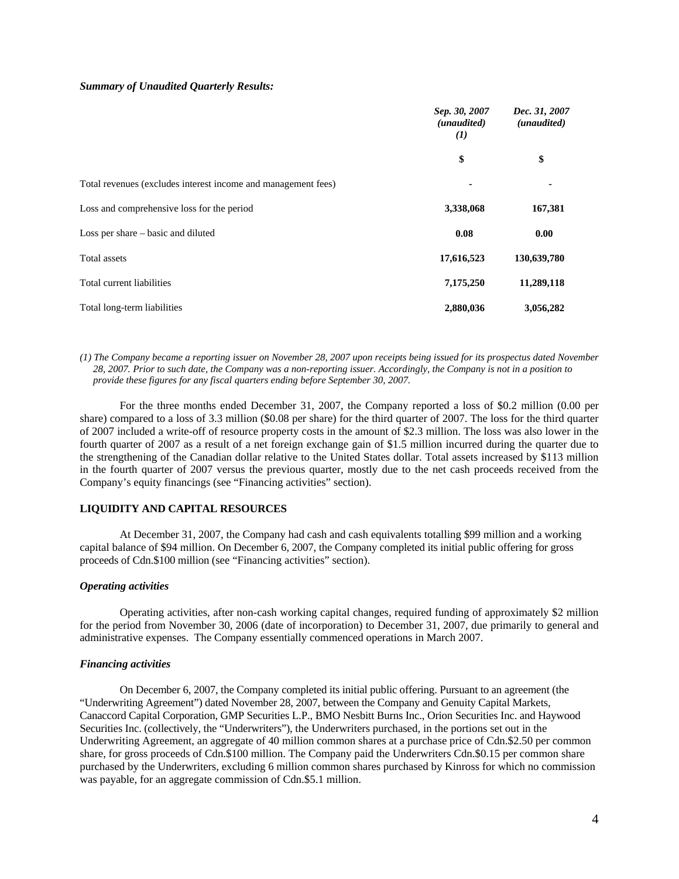***Summary of Unaudited Quarterly Results:***

| | *Sep. 30, 2007 (unaudited) (1)* | *Dec. 31, 2007 (unaudited)* |
|---|---|---|
| | **$** | **$** |
| Total revenues (excludes interest income and management fees) | - | - |
| Loss and comprehensive loss for the period | **3,338,068** | **167,381** |
| Loss per share – basic and diluted | **0.08** | **0.00** |
| Total assets | **17,616,523** | **130,639,780** |
| Total current liabilities | **7,175,250** | **11,289,118** |
| Total long-term liabilities | **2,880,036** | **3,056,282** |

*(1) The Company became a reporting issuer on November 28, 2007 upon receipts being issued for its prospectus dated November 28, 2007. Prior to such date, the Company was a non-reporting issuer. Accordingly, the Company is not in a position to provide these figures for any fiscal quarters ending before September 30, 2007.*

For the three months ended December 31, 2007, the Company reported a loss of $0.2 million (0.00 per share) compared to a loss of 3.3 million ($0.08 per share) for the third quarter of 2007. The loss for the third quarter of 2007 included a write-off of resource property costs in the amount of $2.3 million. The loss was also lower in the fourth quarter of 2007 as a result of a net foreign exchange gain of $1.5 million incurred during the quarter due to the strengthening of the Canadian dollar relative to the United States dollar. Total assets increased by $113 million in the fourth quarter of 2007 versus the previous quarter, mostly due to the net cash proceeds received from the Company's equity financings (see "Financing activities" section).

**LIQUIDITY AND CAPITAL RESOURCES**

At December 31, 2007, the Company had cash and cash equivalents totalling $99 million and a working capital balance of $94 million. On December 6, 2007, the Company completed its initial public offering for gross proceeds of Cdn.$100 million (see "Financing activities" section).

***Operating activities***

Operating activities, after non-cash working capital changes, required funding of approximately $2 million for the period from November 30, 2006 (date of incorporation) to December 31, 2007, due primarily to general and administrative expenses. The Company essentially commenced operations in March 2007.

***Financing activities***

On December 6, 2007, the Company completed its initial public offering. Pursuant to an agreement (the "Underwriting Agreement") dated November 28, 2007, between the Company and Genuity Capital Markets, Canaccord Capital Corporation, GMP Securities L.P., BMO Nesbitt Burns Inc., Orion Securities Inc. and Haywood Securities Inc. (collectively, the "Underwriters"), the Underwriters purchased, in the portions set out in the Underwriting Agreement, an aggregate of 40 million common shares at a purchase price of Cdn.$2.50 per common share, for gross proceeds of Cdn.$100 million. The Company paid the Underwriters Cdn.$0.15 per common share purchased by the Underwriters, excluding 6 million common shares purchased by Kinross for which no commission was payable, for an aggregate commission of Cdn.$5.1 million.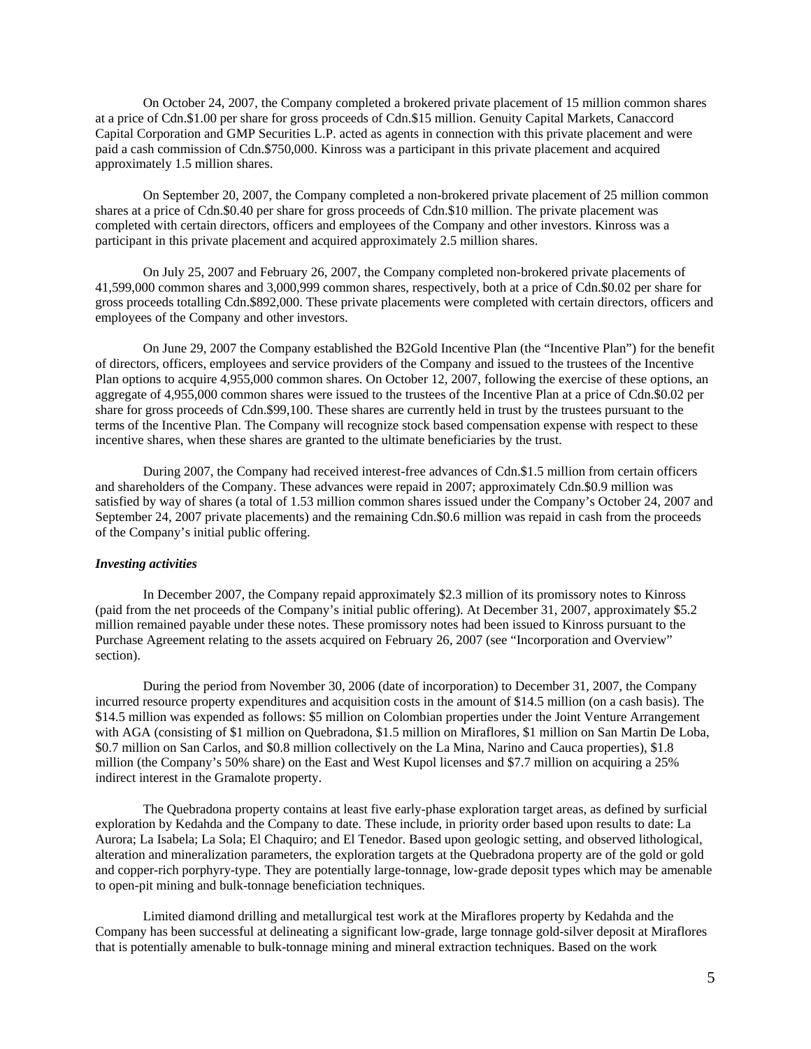On October 24, 2007, the Company completed a brokered private placement of 15 million common shares at a price of Cdn.$1.00 per share for gross proceeds of Cdn.$15 million. Genuity Capital Markets, Canaccord Capital Corporation and GMP Securities L.P. acted as agents in connection with this private placement and were paid a cash commission of Cdn.$750,000. Kinross was a participant in this private placement and acquired approximately 1.5 million shares.

On September 20, 2007, the Company completed a non-brokered private placement of 25 million common shares at a price of Cdn.$0.40 per share for gross proceeds of Cdn.$10 million. The private placement was completed with certain directors, officers and employees of the Company and other investors. Kinross was a participant in this private placement and acquired approximately 2.5 million shares.

On July 25, 2007 and February 26, 2007, the Company completed non-brokered private placements of 41,599,000 common shares and 3,000,999 common shares, respectively, both at a price of Cdn.$0.02 per share for gross proceeds totalling Cdn.$892,000. These private placements were completed with certain directors, officers and employees of the Company and other investors.

On June 29, 2007 the Company established the B2Gold Incentive Plan (the "Incentive Plan") for the benefit of directors, officers, employees and service providers of the Company and issued to the trustees of the Incentive Plan options to acquire 4,955,000 common shares. On October 12, 2007, following the exercise of these options, an aggregate of 4,955,000 common shares were issued to the trustees of the Incentive Plan at a price of Cdn.$0.02 per share for gross proceeds of Cdn.$99,100. These shares are currently held in trust by the trustees pursuant to the terms of the Incentive Plan. The Company will recognize stock based compensation expense with respect to these incentive shares, when these shares are granted to the ultimate beneficiaries by the trust.

During 2007, the Company had received interest-free advances of Cdn.$1.5 million from certain officers and shareholders of the Company. These advances were repaid in 2007; approximately Cdn.$0.9 million was satisfied by way of shares (a total of 1.53 million common shares issued under the Company's October 24, 2007 and September 24, 2007 private placements) and the remaining Cdn.$0.6 million was repaid in cash from the proceeds of the Company's initial public offering.

***Investing activities***

In December 2007, the Company repaid approximately $2.3 million of its promissory notes to Kinross (paid from the net proceeds of the Company's initial public offering). At December 31, 2007, approximately $5.2 million remained payable under these notes. These promissory notes had been issued to Kinross pursuant to the Purchase Agreement relating to the assets acquired on February 26, 2007 (see "Incorporation and Overview" section).

During the period from November 30, 2006 (date of incorporation) to December 31, 2007, the Company incurred resource property expenditures and acquisition costs in the amount of $14.5 million (on a cash basis). The $14.5 million was expended as follows: $5 million on Colombian properties under the Joint Venture Arrangement with AGA (consisting of $1 million on Quebradona, $1.5 million on Miraflores, $1 million on San Martin De Loba, $0.7 million on San Carlos, and $0.8 million collectively on the La Mina, Narino and Cauca properties), $1.8 million (the Company's 50% share) on the East and West Kupol licenses and $7.7 million on acquiring a 25% indirect interest in the Gramalote property.

The Quebradona property contains at least five early-phase exploration target areas, as defined by surficial exploration by Kedahda and the Company to date. These include, in priority order based upon results to date: La Aurora; La Isabela; La Sola; El Chaquiro; and El Tenedor. Based upon geologic setting, and observed lithological, alteration and mineralization parameters, the exploration targets at the Quebradona property are of the gold or gold and copper-rich porphyry-type. They are potentially large-tonnage, low-grade deposit types which may be amenable to open-pit mining and bulk-tonnage beneficiation techniques.

Limited diamond drilling and metallurgical test work at the Miraflores property by Kedahda and the Company has been successful at delineating a significant low-grade, large tonnage gold-silver deposit at Miraflores that is potentially amenable to bulk-tonnage mining and mineral extraction techniques. Based on the work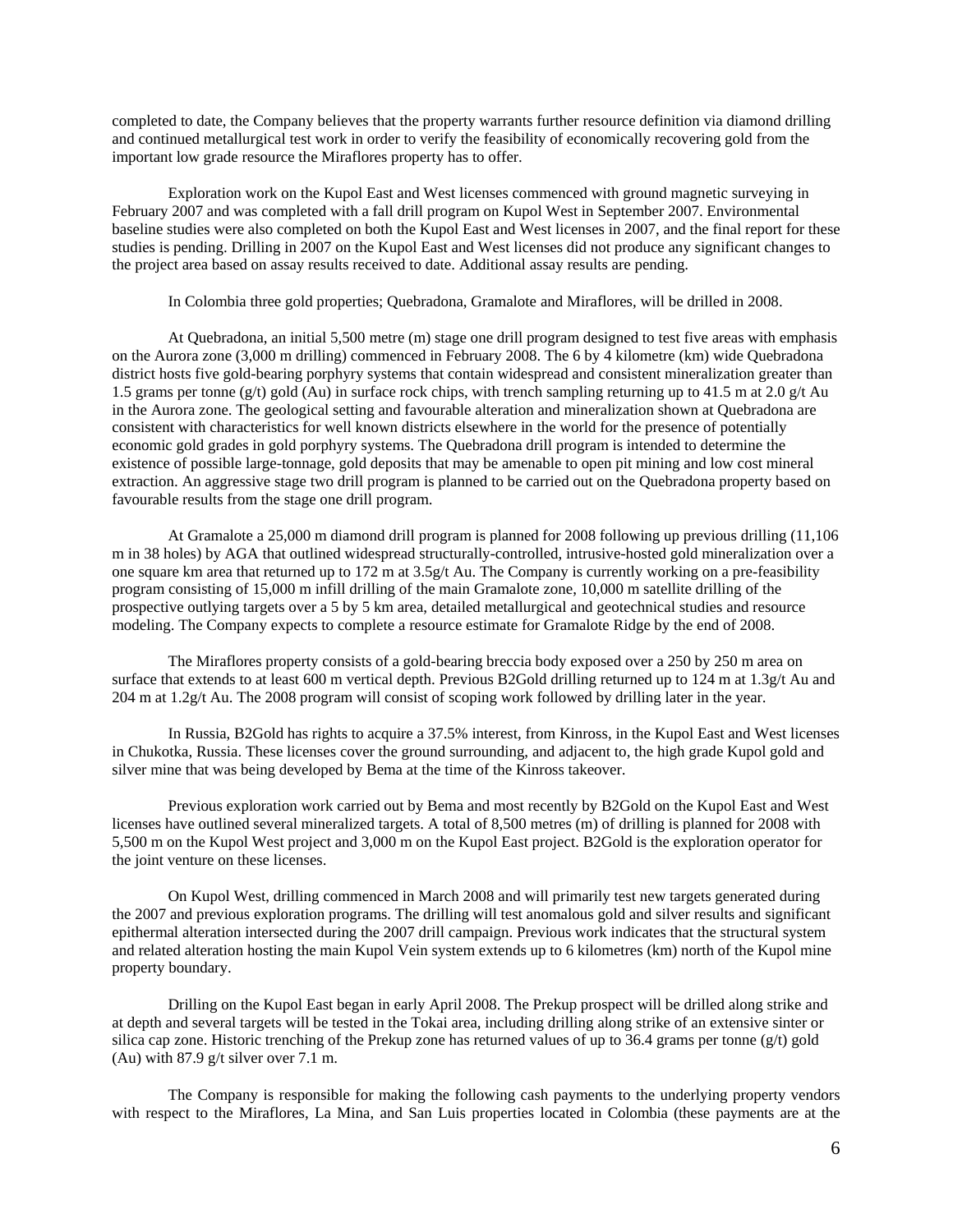completed to date, the Company believes that the property warrants further resource definition via diamond drilling and continued metallurgical test work in order to verify the feasibility of economically recovering gold from the important low grade resource the Miraflores property has to offer.

Exploration work on the Kupol East and West licenses commenced with ground magnetic surveying in February 2007 and was completed with a fall drill program on Kupol West in September 2007. Environmental baseline studies were also completed on both the Kupol East and West licenses in 2007, and the final report for these studies is pending. Drilling in 2007 on the Kupol East and West licenses did not produce any significant changes to the project area based on assay results received to date. Additional assay results are pending.

In Colombia three gold properties; Quebradona, Gramalote and Miraflores, will be drilled in 2008.

At Quebradona, an initial 5,500 metre (m) stage one drill program designed to test five areas with emphasis on the Aurora zone (3,000 m drilling) commenced in February 2008. The 6 by 4 kilometre (km) wide Quebradona district hosts five gold-bearing porphyry systems that contain widespread and consistent mineralization greater than 1.5 grams per tonne (g/t) gold (Au) in surface rock chips, with trench sampling returning up to 41.5 m at 2.0 g/t Au in the Aurora zone. The geological setting and favourable alteration and mineralization shown at Quebradona are consistent with characteristics for well known districts elsewhere in the world for the presence of potentially economic gold grades in gold porphyry systems. The Quebradona drill program is intended to determine the existence of possible large-tonnage, gold deposits that may be amenable to open pit mining and low cost mineral extraction. An aggressive stage two drill program is planned to be carried out on the Quebradona property based on favourable results from the stage one drill program.

At Gramalote a 25,000 m diamond drill program is planned for 2008 following up previous drilling (11,106 m in 38 holes) by AGA that outlined widespread structurally-controlled, intrusive-hosted gold mineralization over a one square km area that returned up to 172 m at 3.5g/t Au. The Company is currently working on a pre-feasibility program consisting of 15,000 m infill drilling of the main Gramalote zone, 10,000 m satellite drilling of the prospective outlying targets over a 5 by 5 km area, detailed metallurgical and geotechnical studies and resource modeling. The Company expects to complete a resource estimate for Gramalote Ridge by the end of 2008.

The Miraflores property consists of a gold-bearing breccia body exposed over a 250 by 250 m area on surface that extends to at least 600 m vertical depth. Previous B2Gold drilling returned up to 124 m at 1.3g/t Au and 204 m at 1.2g/t Au. The 2008 program will consist of scoping work followed by drilling later in the year.

In Russia, B2Gold has rights to acquire a 37.5% interest, from Kinross, in the Kupol East and West licenses in Chukotka, Russia. These licenses cover the ground surrounding, and adjacent to, the high grade Kupol gold and silver mine that was being developed by Bema at the time of the Kinross takeover.

Previous exploration work carried out by Bema and most recently by B2Gold on the Kupol East and West licenses have outlined several mineralized targets. A total of 8,500 metres (m) of drilling is planned for 2008 with 5,500 m on the Kupol West project and 3,000 m on the Kupol East project. B2Gold is the exploration operator for the joint venture on these licenses.

On Kupol West, drilling commenced in March 2008 and will primarily test new targets generated during the 2007 and previous exploration programs. The drilling will test anomalous gold and silver results and significant epithermal alteration intersected during the 2007 drill campaign. Previous work indicates that the structural system and related alteration hosting the main Kupol Vein system extends up to 6 kilometres (km) north of the Kupol mine property boundary.

Drilling on the Kupol East began in early April 2008. The Prekup prospect will be drilled along strike and at depth and several targets will be tested in the Tokai area, including drilling along strike of an extensive sinter or silica cap zone. Historic trenching of the Prekup zone has returned values of up to 36.4 grams per tonne (g/t) gold (Au) with 87.9 g/t silver over 7.1 m.

The Company is responsible for making the following cash payments to the underlying property vendors with respect to the Miraflores, La Mina, and San Luis properties located in Colombia (these payments are at the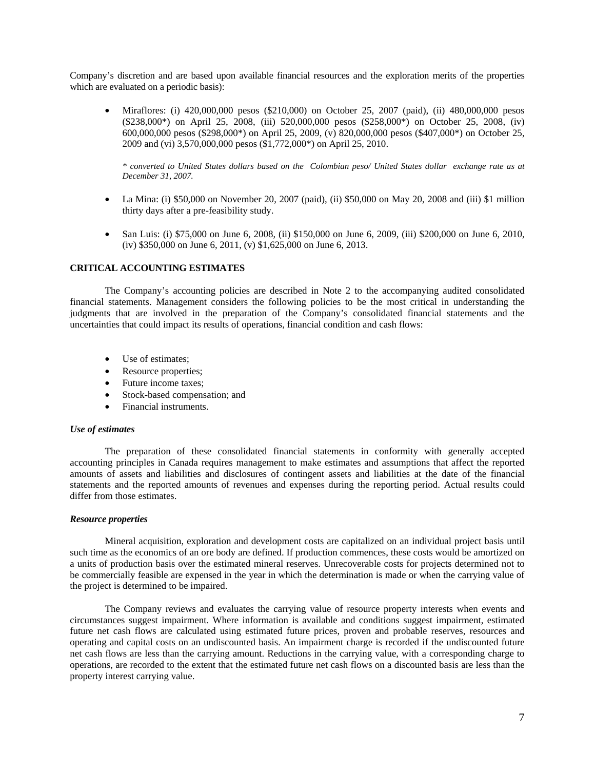Company's discretion and are based upon available financial resources and the exploration merits of the properties which are evaluated on a periodic basis):

- Miraflores: (i) 420,000,000 pesos ($210,000) on October 25, 2007 (paid), (ii) 480,000,000 pesos ($238,000*) on April 25, 2008, (iii) 520,000,000 pesos ($258,000*) on October 25, 2008, (iv) 600,000,000 pesos ($298,000*) on April 25, 2009, (v) 820,000,000 pesos ($407,000*) on October 25, 2009 and (vi) 3,570,000,000 pesos ($1,772,000*) on April 25, 2010.

  *\* converted to United States dollars based on the Colombian peso/ United States dollar exchange rate as at December 31, 2007.*

- La Mina: (i) $50,000 on November 20, 2007 (paid), (ii) $50,000 on May 20, 2008 and (iii) $1 million thirty days after a pre-feasibility study.

- San Luis: (i) $75,000 on June 6, 2008, (ii) $150,000 on June 6, 2009, (iii) $200,000 on June 6, 2010, (iv) $350,000 on June 6, 2011, (v) $1,625,000 on June 6, 2013.

## CRITICAL ACCOUNTING ESTIMATES

The Company's accounting policies are described in Note 2 to the accompanying audited consolidated financial statements. Management considers the following policies to be the most critical in understanding the judgments that are involved in the preparation of the Company's consolidated financial statements and the uncertainties that could impact its results of operations, financial condition and cash flows:

- Use of estimates;
- Resource properties;
- Future income taxes;
- Stock-based compensation; and
- Financial instruments.

### *Use of estimates*

The preparation of these consolidated financial statements in conformity with generally accepted accounting principles in Canada requires management to make estimates and assumptions that affect the reported amounts of assets and liabilities and disclosures of contingent assets and liabilities at the date of the financial statements and the reported amounts of revenues and expenses during the reporting period. Actual results could differ from those estimates.

### *Resource properties*

Mineral acquisition, exploration and development costs are capitalized on an individual project basis until such time as the economics of an ore body are defined. If production commences, these costs would be amortized on a units of production basis over the estimated mineral reserves. Unrecoverable costs for projects determined not to be commercially feasible are expensed in the year in which the determination is made or when the carrying value of the project is determined to be impaired.

The Company reviews and evaluates the carrying value of resource property interests when events and circumstances suggest impairment. Where information is available and conditions suggest impairment, estimated future net cash flows are calculated using estimated future prices, proven and probable reserves, resources and operating and capital costs on an undiscounted basis. An impairment charge is recorded if the undiscounted future net cash flows are less than the carrying amount. Reductions in the carrying value, with a corresponding charge to operations, are recorded to the extent that the estimated future net cash flows on a discounted basis are less than the property interest carrying value.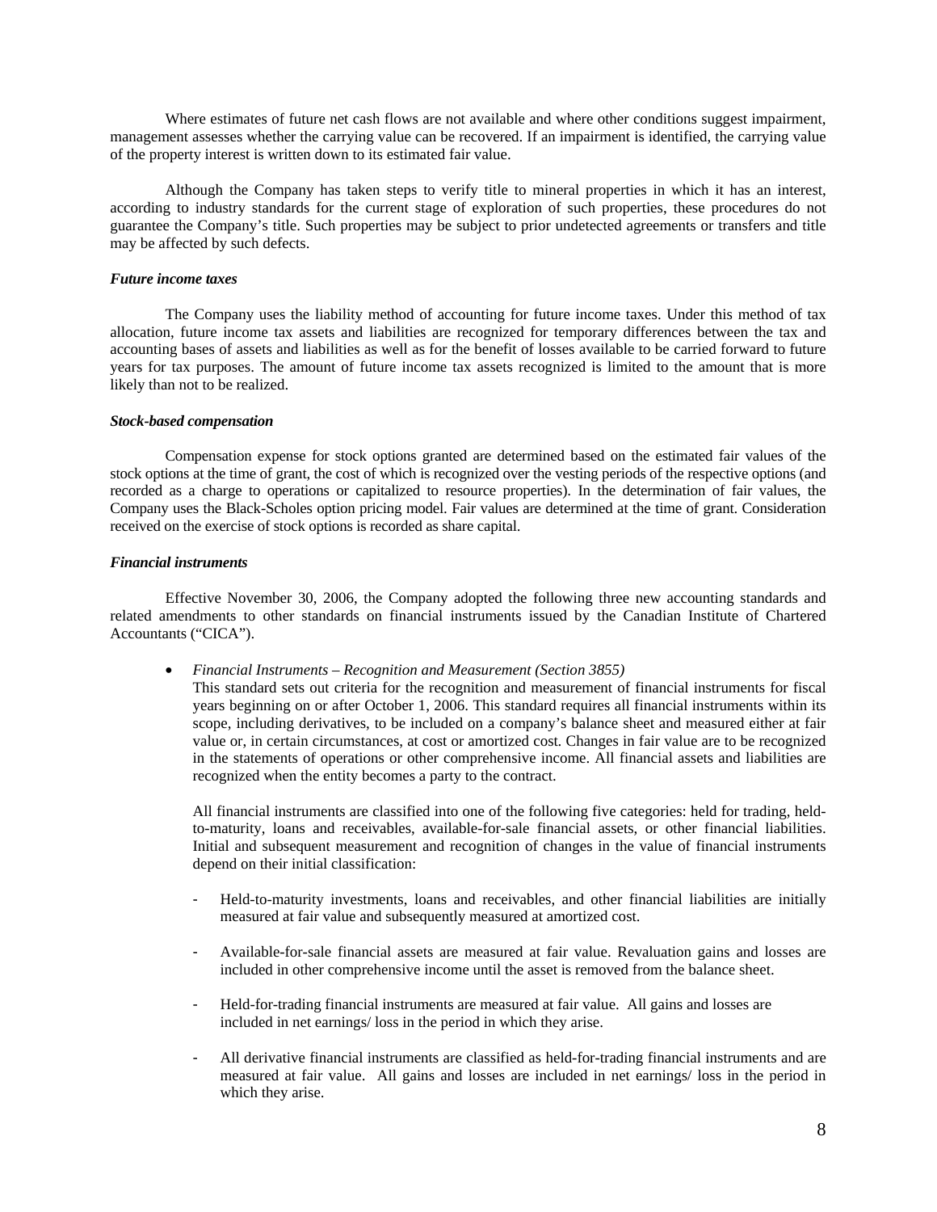Where estimates of future net cash flows are not available and where other conditions suggest impairment, management assesses whether the carrying value can be recovered. If an impairment is identified, the carrying value of the property interest is written down to its estimated fair value.

Although the Company has taken steps to verify title to mineral properties in which it has an interest, according to industry standards for the current stage of exploration of such properties, these procedures do not guarantee the Company's title. Such properties may be subject to prior undetected agreements or transfers and title may be affected by such defects.

***Future income taxes***

The Company uses the liability method of accounting for future income taxes. Under this method of tax allocation, future income tax assets and liabilities are recognized for temporary differences between the tax and accounting bases of assets and liabilities as well as for the benefit of losses available to be carried forward to future years for tax purposes. The amount of future income tax assets recognized is limited to the amount that is more likely than not to be realized.

***Stock-based compensation***

Compensation expense for stock options granted are determined based on the estimated fair values of the stock options at the time of grant, the cost of which is recognized over the vesting periods of the respective options (and recorded as a charge to operations or capitalized to resource properties). In the determination of fair values, the Company uses the Black-Scholes option pricing model. Fair values are determined at the time of grant. Consideration received on the exercise of stock options is recorded as share capital.

***Financial instruments***

Effective November 30, 2006, the Company adopted the following three new accounting standards and related amendments to other standards on financial instruments issued by the Canadian Institute of Chartered Accountants ("CICA").

- *Financial Instruments – Recognition and Measurement (Section 3855)*
  This standard sets out criteria for the recognition and measurement of financial instruments for fiscal years beginning on or after October 1, 2006. This standard requires all financial instruments within its scope, including derivatives, to be included on a company's balance sheet and measured either at fair value or, in certain circumstances, at cost or amortized cost. Changes in fair value are to be recognized in the statements of operations or other comprehensive income. All financial assets and liabilities are recognized when the entity becomes a party to the contract.

  All financial instruments are classified into one of the following five categories: held for trading, held-to-maturity, loans and receivables, available-for-sale financial assets, or other financial liabilities. Initial and subsequent measurement and recognition of changes in the value of financial instruments depend on their initial classification:

  - Held-to-maturity investments, loans and receivables, and other financial liabilities are initially measured at fair value and subsequently measured at amortized cost.

  - Available-for-sale financial assets are measured at fair value. Revaluation gains and losses are included in other comprehensive income until the asset is removed from the balance sheet.

  - Held-for-trading financial instruments are measured at fair value. All gains and losses are included in net earnings/ loss in the period in which they arise.

  - All derivative financial instruments are classified as held-for-trading financial instruments and are measured at fair value. All gains and losses are included in net earnings/ loss in the period in which they arise.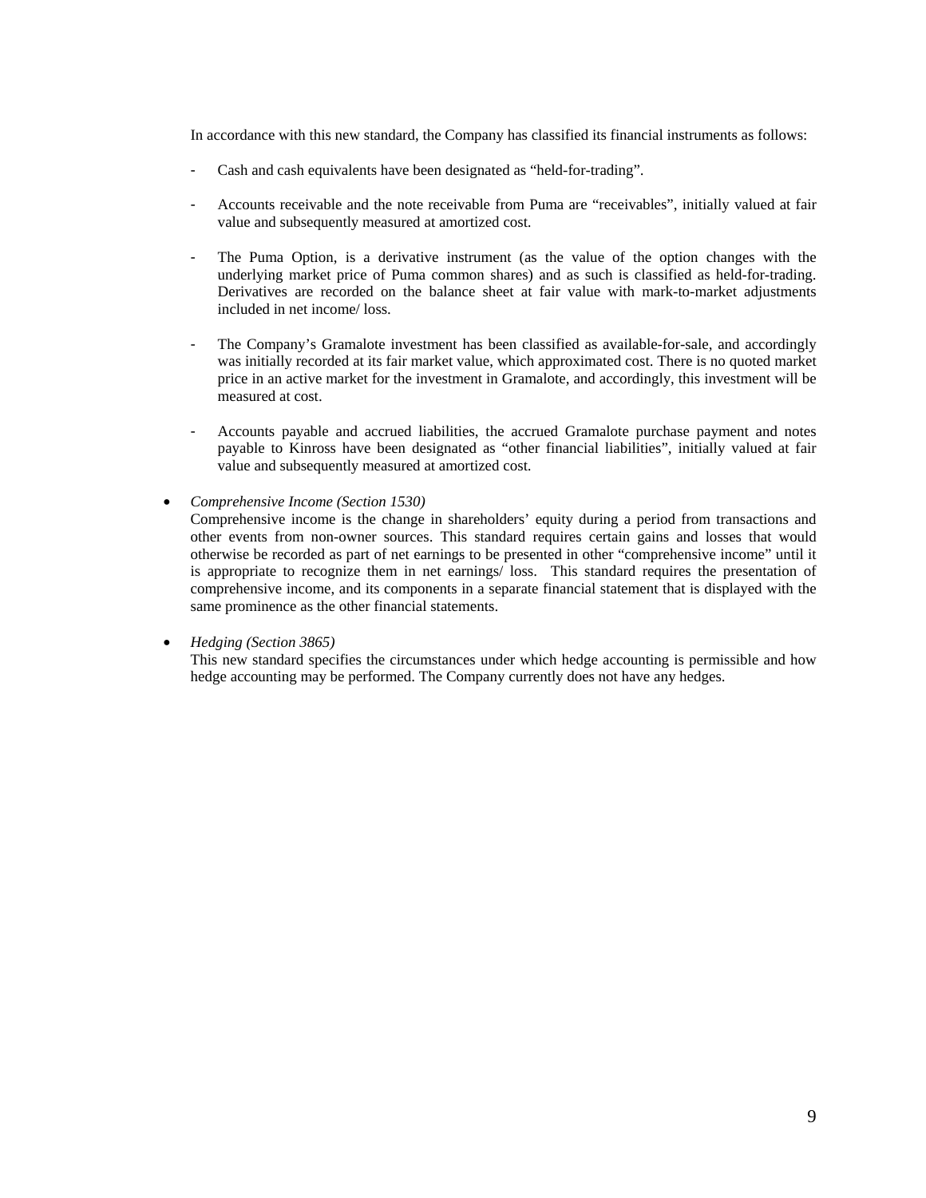In accordance with this new standard, the Company has classified its financial instruments as follows:

- Cash and cash equivalents have been designated as "held-for-trading".

- Accounts receivable and the note receivable from Puma are "receivables", initially valued at fair value and subsequently measured at amortized cost.

- The Puma Option, is a derivative instrument (as the value of the option changes with the underlying market price of Puma common shares) and as such is classified as held-for-trading. Derivatives are recorded on the balance sheet at fair value with mark-to-market adjustments included in net income/ loss.

- The Company's Gramalote investment has been classified as available-for-sale, and accordingly was initially recorded at its fair market value, which approximated cost. There is no quoted market price in an active market for the investment in Gramalote, and accordingly, this investment will be measured at cost.

- Accounts payable and accrued liabilities, the accrued Gramalote purchase payment and notes payable to Kinross have been designated as "other financial liabilities", initially valued at fair value and subsequently measured at amortized cost.

- *Comprehensive Income (Section 1530)*
  Comprehensive income is the change in shareholders' equity during a period from transactions and other events from non-owner sources. This standard requires certain gains and losses that would otherwise be recorded as part of net earnings to be presented in other "comprehensive income" until it is appropriate to recognize them in net earnings/ loss. This standard requires the presentation of comprehensive income, and its components in a separate financial statement that is displayed with the same prominence as the other financial statements.

- *Hedging (Section 3865)*
  This new standard specifies the circumstances under which hedge accounting is permissible and how hedge accounting may be performed. The Company currently does not have any hedges.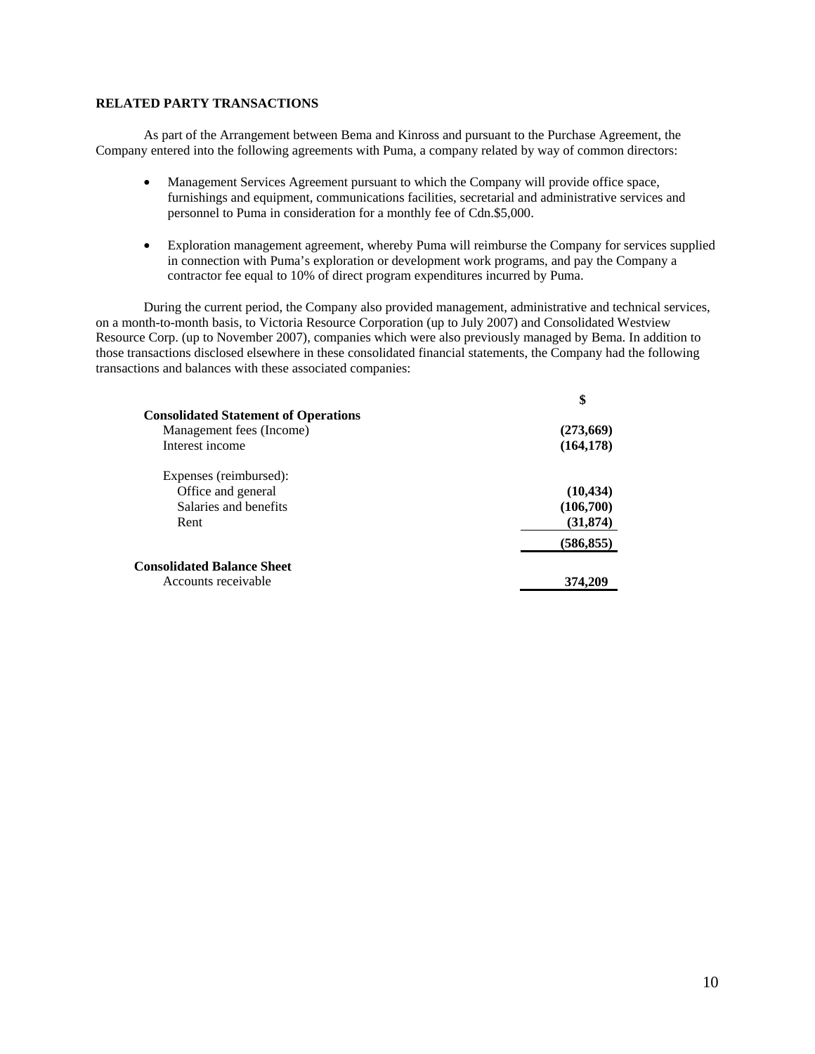## RELATED PARTY TRANSACTIONS

As part of the Arrangement between Bema and Kinross and pursuant to the Purchase Agreement, the Company entered into the following agreements with Puma, a company related by way of common directors:

- Management Services Agreement pursuant to which the Company will provide office space, furnishings and equipment, communications facilities, secretarial and administrative services and personnel to Puma in consideration for a monthly fee of Cdn.$5,000.

- Exploration management agreement, whereby Puma will reimburse the Company for services supplied in connection with Puma's exploration or development work programs, and pay the Company a contractor fee equal to 10% of direct program expenditures incurred by Puma.

During the current period, the Company also provided management, administrative and technical services, on a month-to-month basis, to Victoria Resource Corporation (up to July 2007) and Consolidated Westview Resource Corp. (up to November 2007), companies which were also previously managed by Bema. In addition to those transactions disclosed elsewhere in these consolidated financial statements, the Company had the following transactions and balances with these associated companies:

| | $ |
|---|---|
| **Consolidated Statement of Operations** | |
| Management fees (Income) | **(273,669)** |
| Interest income | **(164,178)** |
| Expenses (reimbursed): | |
| Office and general | **(10,434)** |
| Salaries and benefits | **(106,700)** |
| Rent | **(31,874)** |
| | **(586,855)** |
| **Consolidated Balance Sheet** | |
| Accounts receivable | **374,209** |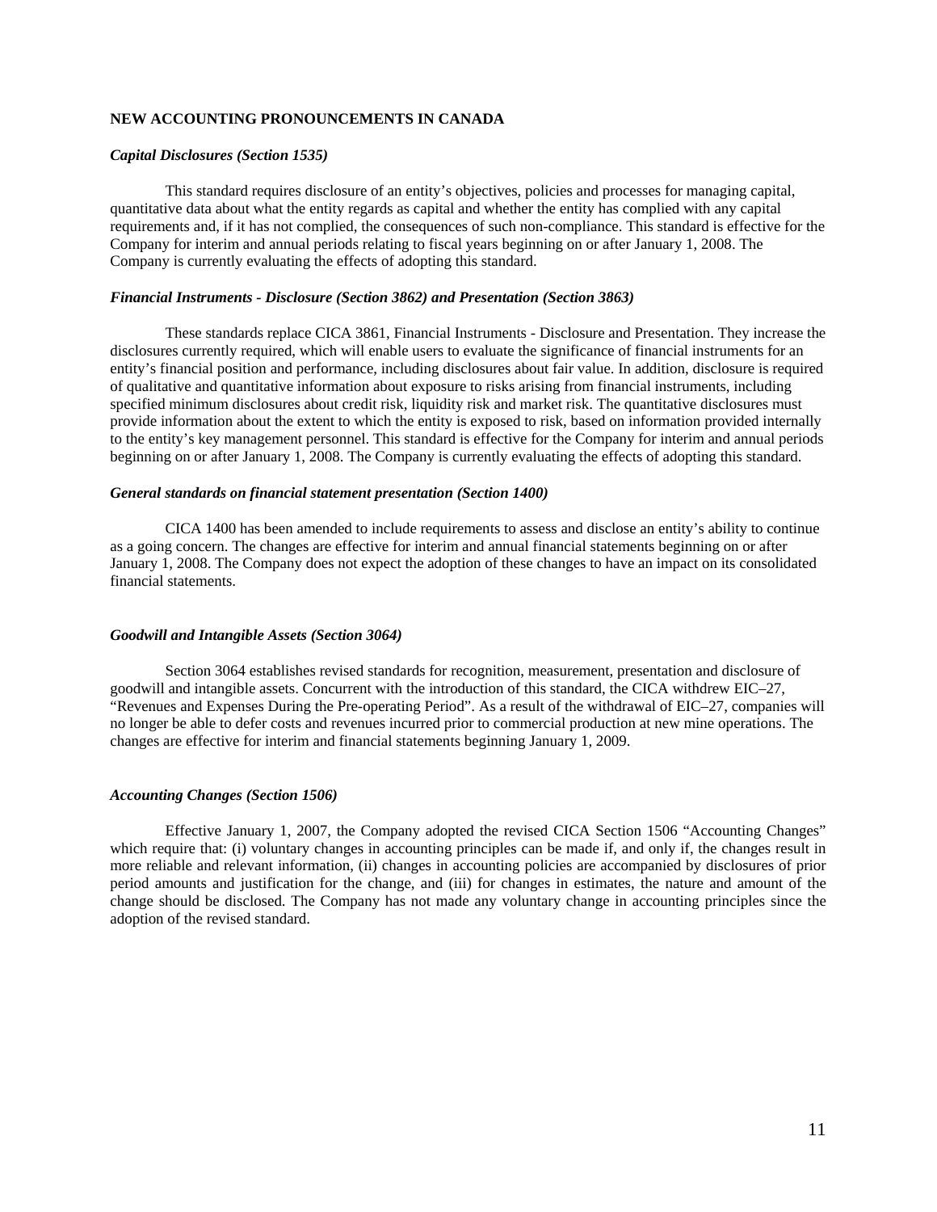## NEW ACCOUNTING PRONOUNCEMENTS IN CANADA

### *Capital Disclosures (Section 1535)*

This standard requires disclosure of an entity's objectives, policies and processes for managing capital, quantitative data about what the entity regards as capital and whether the entity has complied with any capital requirements and, if it has not complied, the consequences of such non-compliance. This standard is effective for the Company for interim and annual periods relating to fiscal years beginning on or after January 1, 2008. The Company is currently evaluating the effects of adopting this standard.

### *Financial Instruments - Disclosure (Section 3862) and Presentation (Section 3863)*

These standards replace CICA 3861, Financial Instruments - Disclosure and Presentation. They increase the disclosures currently required, which will enable users to evaluate the significance of financial instruments for an entity's financial position and performance, including disclosures about fair value. In addition, disclosure is required of qualitative and quantitative information about exposure to risks arising from financial instruments, including specified minimum disclosures about credit risk, liquidity risk and market risk. The quantitative disclosures must provide information about the extent to which the entity is exposed to risk, based on information provided internally to the entity's key management personnel. This standard is effective for the Company for interim and annual periods beginning on or after January 1, 2008. The Company is currently evaluating the effects of adopting this standard.

### *General standards on financial statement presentation (Section 1400)*

CICA 1400 has been amended to include requirements to assess and disclose an entity's ability to continue as a going concern. The changes are effective for interim and annual financial statements beginning on or after January 1, 2008. The Company does not expect the adoption of these changes to have an impact on its consolidated financial statements.

### *Goodwill and Intangible Assets (Section 3064)*

Section 3064 establishes revised standards for recognition, measurement, presentation and disclosure of goodwill and intangible assets. Concurrent with the introduction of this standard, the CICA withdrew EIC–27, "Revenues and Expenses During the Pre-operating Period". As a result of the withdrawal of EIC–27, companies will no longer be able to defer costs and revenues incurred prior to commercial production at new mine operations. The changes are effective for interim and financial statements beginning January 1, 2009.

### *Accounting Changes (Section 1506)*

Effective January 1, 2007, the Company adopted the revised CICA Section 1506 "Accounting Changes" which require that: (i) voluntary changes in accounting principles can be made if, and only if, the changes result in more reliable and relevant information, (ii) changes in accounting policies are accompanied by disclosures of prior period amounts and justification for the change, and (iii) for changes in estimates, the nature and amount of the change should be disclosed. The Company has not made any voluntary change in accounting principles since the adoption of the revised standard.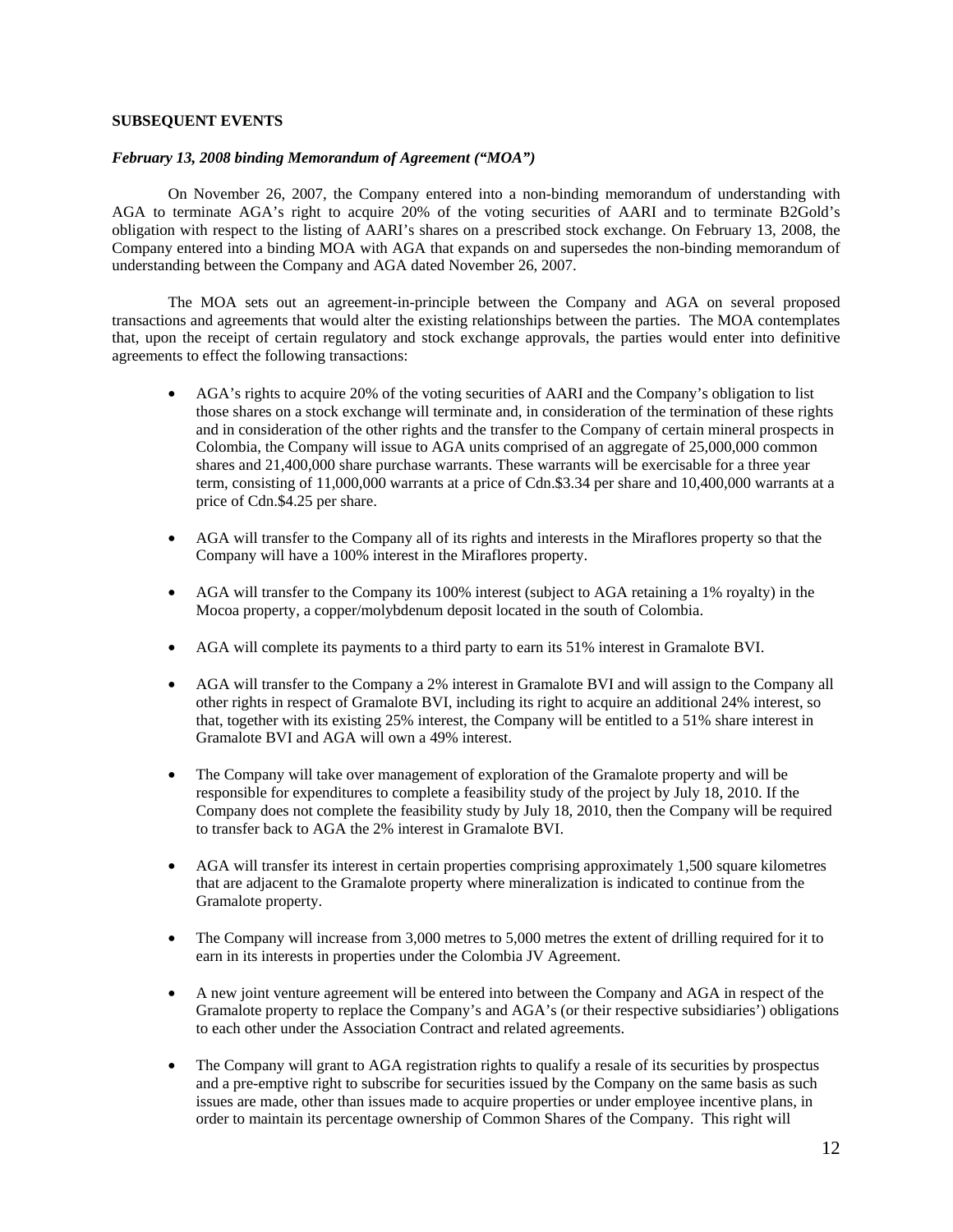**SUBSEQUENT EVENTS**

***February 13, 2008 binding Memorandum of Agreement ("MOA")***

On November 26, 2007, the Company entered into a non-binding memorandum of understanding with AGA to terminate AGA's right to acquire 20% of the voting securities of AARI and to terminate B2Gold's obligation with respect to the listing of AARI's shares on a prescribed stock exchange. On February 13, 2008, the Company entered into a binding MOA with AGA that expands on and supersedes the non-binding memorandum of understanding between the Company and AGA dated November 26, 2007.

The MOA sets out an agreement-in-principle between the Company and AGA on several proposed transactions and agreements that would alter the existing relationships between the parties. The MOA contemplates that, upon the receipt of certain regulatory and stock exchange approvals, the parties would enter into definitive agreements to effect the following transactions:

- AGA's rights to acquire 20% of the voting securities of AARI and the Company's obligation to list those shares on a stock exchange will terminate and, in consideration of the termination of these rights and in consideration of the other rights and the transfer to the Company of certain mineral prospects in Colombia, the Company will issue to AGA units comprised of an aggregate of 25,000,000 common shares and 21,400,000 share purchase warrants. These warrants will be exercisable for a three year term, consisting of 11,000,000 warrants at a price of Cdn.$3.34 per share and 10,400,000 warrants at a price of Cdn.$4.25 per share.

- AGA will transfer to the Company all of its rights and interests in the Miraflores property so that the Company will have a 100% interest in the Miraflores property.

- AGA will transfer to the Company its 100% interest (subject to AGA retaining a 1% royalty) in the Mocoa property, a copper/molybdenum deposit located in the south of Colombia.

- AGA will complete its payments to a third party to earn its 51% interest in Gramalote BVI.

- AGA will transfer to the Company a 2% interest in Gramalote BVI and will assign to the Company all other rights in respect of Gramalote BVI, including its right to acquire an additional 24% interest, so that, together with its existing 25% interest, the Company will be entitled to a 51% share interest in Gramalote BVI and AGA will own a 49% interest.

- The Company will take over management of exploration of the Gramalote property and will be responsible for expenditures to complete a feasibility study of the project by July 18, 2010. If the Company does not complete the feasibility study by July 18, 2010, then the Company will be required to transfer back to AGA the 2% interest in Gramalote BVI.

- AGA will transfer its interest in certain properties comprising approximately 1,500 square kilometres that are adjacent to the Gramalote property where mineralization is indicated to continue from the Gramalote property.

- The Company will increase from 3,000 metres to 5,000 metres the extent of drilling required for it to earn in its interests in properties under the Colombia JV Agreement.

- A new joint venture agreement will be entered into between the Company and AGA in respect of the Gramalote property to replace the Company's and AGA's (or their respective subsidiaries') obligations to each other under the Association Contract and related agreements.

- The Company will grant to AGA registration rights to qualify a resale of its securities by prospectus and a pre-emptive right to subscribe for securities issued by the Company on the same basis as such issues are made, other than issues made to acquire properties or under employee incentive plans, in order to maintain its percentage ownership of Common Shares of the Company. This right will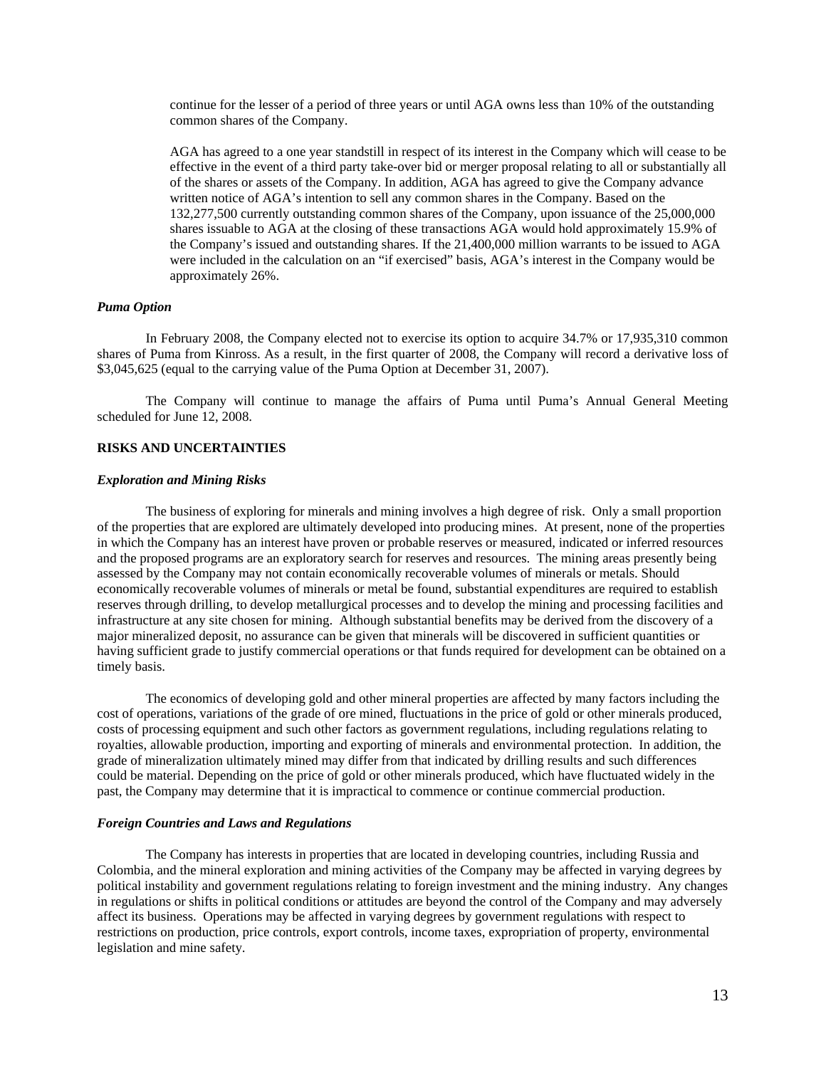continue for the lesser of a period of three years or until AGA owns less than 10% of the outstanding common shares of the Company.

AGA has agreed to a one year standstill in respect of its interest in the Company which will cease to be effective in the event of a third party take-over bid or merger proposal relating to all or substantially all of the shares or assets of the Company. In addition, AGA has agreed to give the Company advance written notice of AGA's intention to sell any common shares in the Company. Based on the 132,277,500 currently outstanding common shares of the Company, upon issuance of the 25,000,000 shares issuable to AGA at the closing of these transactions AGA would hold approximately 15.9% of the Company's issued and outstanding shares. If the 21,400,000 million warrants to be issued to AGA were included in the calculation on an "if exercised" basis, AGA's interest in the Company would be approximately 26%.

### *Puma Option*

In February 2008, the Company elected not to exercise its option to acquire 34.7% or 17,935,310 common shares of Puma from Kinross. As a result, in the first quarter of 2008, the Company will record a derivative loss of $3,045,625 (equal to the carrying value of the Puma Option at December 31, 2007).

The Company will continue to manage the affairs of Puma until Puma's Annual General Meeting scheduled for June 12, 2008.

## RISKS AND UNCERTAINTIES

### *Exploration and Mining Risks*

The business of exploring for minerals and mining involves a high degree of risk. Only a small proportion of the properties that are explored are ultimately developed into producing mines. At present, none of the properties in which the Company has an interest have proven or probable reserves or measured, indicated or inferred resources and the proposed programs are an exploratory search for reserves and resources. The mining areas presently being assessed by the Company may not contain economically recoverable volumes of minerals or metals. Should economically recoverable volumes of minerals or metal be found, substantial expenditures are required to establish reserves through drilling, to develop metallurgical processes and to develop the mining and processing facilities and infrastructure at any site chosen for mining. Although substantial benefits may be derived from the discovery of a major mineralized deposit, no assurance can be given that minerals will be discovered in sufficient quantities or having sufficient grade to justify commercial operations or that funds required for development can be obtained on a timely basis.

The economics of developing gold and other mineral properties are affected by many factors including the cost of operations, variations of the grade of ore mined, fluctuations in the price of gold or other minerals produced, costs of processing equipment and such other factors as government regulations, including regulations relating to royalties, allowable production, importing and exporting of minerals and environmental protection. In addition, the grade of mineralization ultimately mined may differ from that indicated by drilling results and such differences could be material. Depending on the price of gold or other minerals produced, which have fluctuated widely in the past, the Company may determine that it is impractical to commence or continue commercial production.

### *Foreign Countries and Laws and Regulations*

The Company has interests in properties that are located in developing countries, including Russia and Colombia, and the mineral exploration and mining activities of the Company may be affected in varying degrees by political instability and government regulations relating to foreign investment and the mining industry. Any changes in regulations or shifts in political conditions or attitudes are beyond the control of the Company and may adversely affect its business. Operations may be affected in varying degrees by government regulations with respect to restrictions on production, price controls, export controls, income taxes, expropriation of property, environmental legislation and mine safety.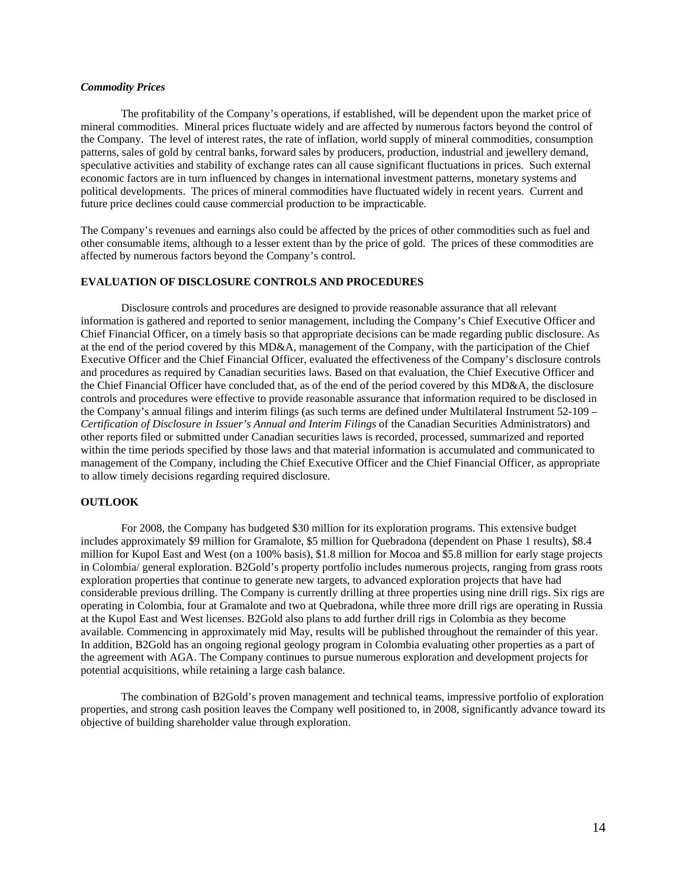### *Commodity Prices*

The profitability of the Company's operations, if established, will be dependent upon the market price of mineral commodities. Mineral prices fluctuate widely and are affected by numerous factors beyond the control of the Company. The level of interest rates, the rate of inflation, world supply of mineral commodities, consumption patterns, sales of gold by central banks, forward sales by producers, production, industrial and jewellery demand, speculative activities and stability of exchange rates can all cause significant fluctuations in prices. Such external economic factors are in turn influenced by changes in international investment patterns, monetary systems and political developments. The prices of mineral commodities have fluctuated widely in recent years. Current and future price declines could cause commercial production to be impracticable.

The Company's revenues and earnings also could be affected by the prices of other commodities such as fuel and other consumable items, although to a lesser extent than by the price of gold. The prices of these commodities are affected by numerous factors beyond the Company's control.

## EVALUATION OF DISCLOSURE CONTROLS AND PROCEDURES

Disclosure controls and procedures are designed to provide reasonable assurance that all relevant information is gathered and reported to senior management, including the Company's Chief Executive Officer and Chief Financial Officer, on a timely basis so that appropriate decisions can be made regarding public disclosure. As at the end of the period covered by this MD&A, management of the Company, with the participation of the Chief Executive Officer and the Chief Financial Officer, evaluated the effectiveness of the Company's disclosure controls and procedures as required by Canadian securities laws. Based on that evaluation, the Chief Executive Officer and the Chief Financial Officer have concluded that, as of the end of the period covered by this MD&A, the disclosure controls and procedures were effective to provide reasonable assurance that information required to be disclosed in the Company's annual filings and interim filings (as such terms are defined under Multilateral Instrument 52-109 – *Certification of Disclosure in Issuer's Annual and Interim Filings* of the Canadian Securities Administrators) and other reports filed or submitted under Canadian securities laws is recorded, processed, summarized and reported within the time periods specified by those laws and that material information is accumulated and communicated to management of the Company, including the Chief Executive Officer and the Chief Financial Officer, as appropriate to allow timely decisions regarding required disclosure.

## OUTLOOK

For 2008, the Company has budgeted $30 million for its exploration programs. This extensive budget includes approximately $9 million for Gramalote, $5 million for Quebradona (dependent on Phase 1 results), $8.4 million for Kupol East and West (on a 100% basis), $1.8 million for Mocoa and $5.8 million for early stage projects in Colombia/ general exploration. B2Gold's property portfolio includes numerous projects, ranging from grass roots exploration properties that continue to generate new targets, to advanced exploration projects that have had considerable previous drilling. The Company is currently drilling at three properties using nine drill rigs. Six rigs are operating in Colombia, four at Gramalote and two at Quebradona, while three more drill rigs are operating in Russia at the Kupol East and West licenses. B2Gold also plans to add further drill rigs in Colombia as they become available. Commencing in approximately mid May, results will be published throughout the remainder of this year. In addition, B2Gold has an ongoing regional geology program in Colombia evaluating other properties as a part of the agreement with AGA. The Company continues to pursue numerous exploration and development projects for potential acquisitions, while retaining a large cash balance.

The combination of B2Gold's proven management and technical teams, impressive portfolio of exploration properties, and strong cash position leaves the Company well positioned to, in 2008, significantly advance toward its objective of building shareholder value through exploration.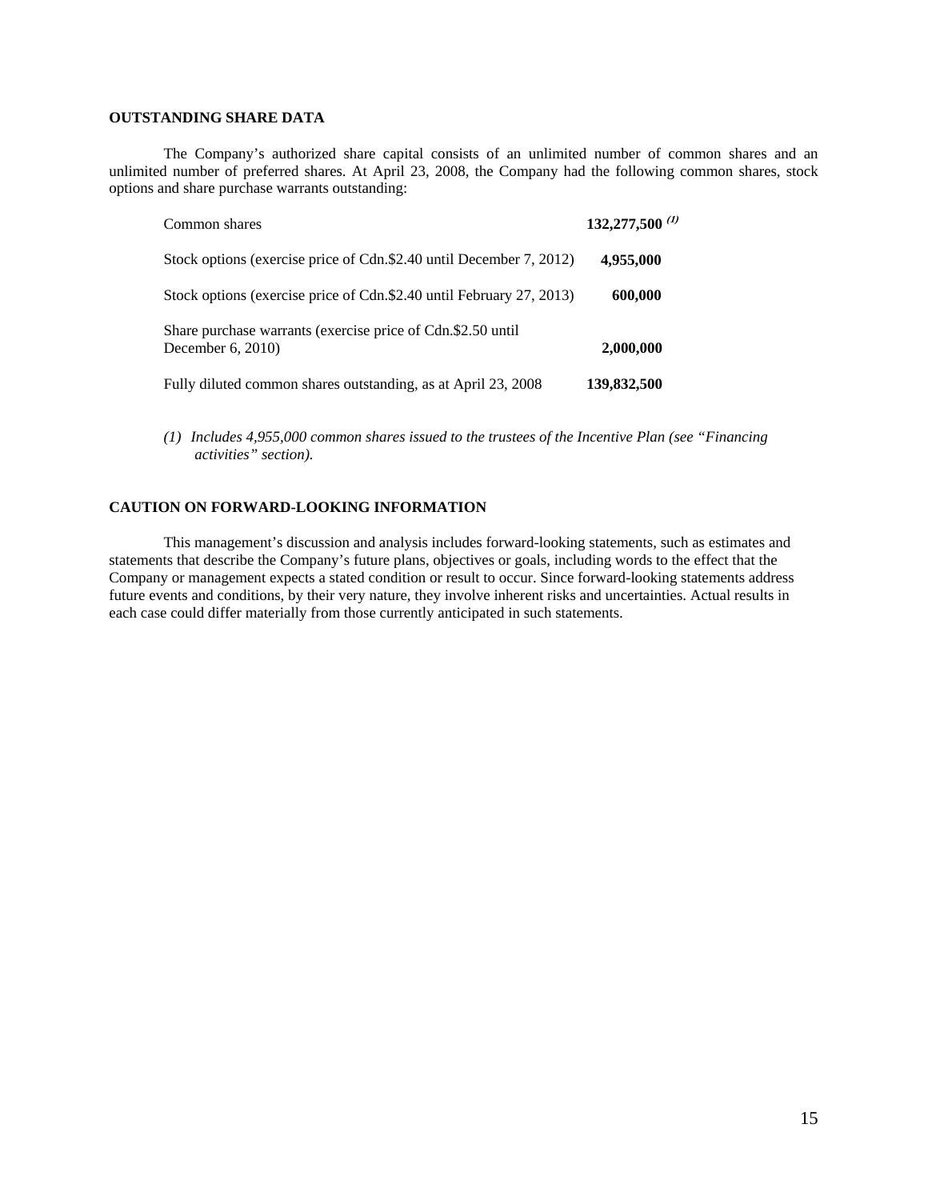## OUTSTANDING SHARE DATA

The Company's authorized share capital consists of an unlimited number of common shares and an unlimited number of preferred shares. At April 23, 2008, the Company had the following common shares, stock options and share purchase warrants outstanding:

| | |
|---|---|
| Common shares | **132,277,500** [(1)] |
| Stock options (exercise price of Cdn.$2.40 until December 7, 2012) | **4,955,000** |
| Stock options (exercise price of Cdn.$2.40 until February 27, 2013) | **600,000** |
| Share purchase warrants (exercise price of Cdn.$2.50 until December 6, 2010) | **2,000,000** |
| Fully diluted common shares outstanding, as at April 23, 2008 | **139,832,500** |

*(1) Includes 4,955,000 common shares issued to the trustees of the Incentive Plan (see "Financing activities" section).*

## CAUTION ON FORWARD-LOOKING INFORMATION

This management's discussion and analysis includes forward-looking statements, such as estimates and statements that describe the Company's future plans, objectives or goals, including words to the effect that the Company or management expects a stated condition or result to occur. Since forward-looking statements address future events and conditions, by their very nature, they involve inherent risks and uncertainties. Actual results in each case could differ materially from those currently anticipated in such statements.